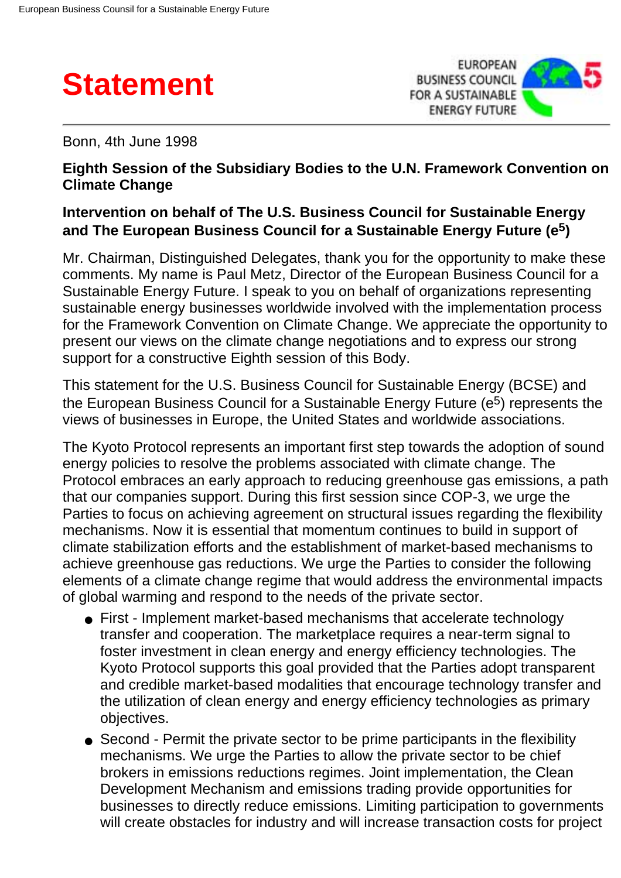# Statement

EUROPEAN BUSINESS COUNCIL FOR A SUSTAINABLE ENERGY FUTURE

Bonn, 4th June 1998

**Eighth Session of the Subsidiary Bodies to the U.N. Framework Convention on Climate Change**

**Intervention on behalf of The U.S. Business Council for Sustainable Energy and The European Business Council for a Sustainable Energy Future ($e^5$)**

Mr. Chairman, Distinguished Delegates, thank you for the opportunity to make these comments. My name is Paul Metz, Director of the European Business Council for a Sustainable Energy Future. I speak to you on behalf of organizations representing sustainable energy businesses worldwide involved with the implementation process for the Framework Convention on Climate Change. We appreciate the opportunity to present our views on the climate change negotiations and to express our strong support for a constructive Eighth session of this Body.

This statement for the U.S. Business Council for Sustainable Energy (BCSE) and the European Business Council for a Sustainable Energy Future ($e^5$) represents the views of businesses in Europe, the United States and worldwide associations.

The Kyoto Protocol represents an important first step towards the adoption of sound energy policies to resolve the problems associated with climate change. The Protocol embraces an early approach to reducing greenhouse gas emissions, a path that our companies support. During this first session since COP-3, we urge the Parties to focus on achieving agreement on structural issues regarding the flexibility mechanisms. Now it is essential that momentum continues to build in support of climate stabilization efforts and the establishment of market-based mechanisms to achieve greenhouse gas reductions. We urge the Parties to consider the following elements of a climate change regime that would address the environmental impacts of global warming and respond to the needs of the private sector.

- First - Implement market-based mechanisms that accelerate technology transfer and cooperation. The marketplace requires a near-term signal to foster investment in clean energy and energy efficiency technologies. The Kyoto Protocol supports this goal provided that the Parties adopt transparent and credible market-based modalities that encourage technology transfer and the utilization of clean energy and energy efficiency technologies as primary objectives.
- Second - Permit the private sector to be prime participants in the flexibility mechanisms. We urge the Parties to allow the private sector to be chief brokers in emissions reductions regimes. Joint implementation, the Clean Development Mechanism and emissions trading provide opportunities for businesses to directly reduce emissions. Limiting participation to governments will create obstacles for industry and will increase transaction costs for project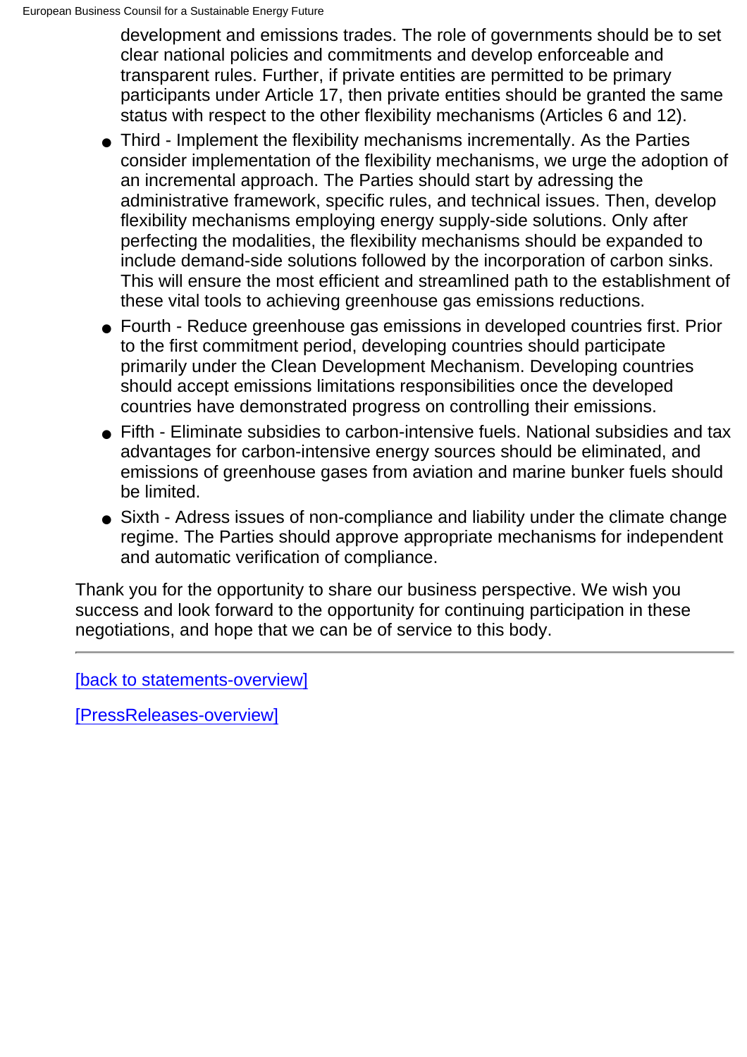development and emissions trades. The role of governments should be to set clear national policies and commitments and develop enforceable and transparent rules. Further, if private entities are permitted to be primary participants under Article 17, then private entities should be granted the same status with respect to the other flexibility mechanisms (Articles 6 and 12).

- Third - Implement the flexibility mechanisms incrementally. As the Parties consider implementation of the flexibility mechanisms, we urge the adoption of an incremental approach. The Parties should start by adressing the administrative framework, specific rules, and technical issues. Then, develop flexibility mechanisms employing energy supply-side solutions. Only after perfecting the modalities, the flexibility mechanisms should be expanded to include demand-side solutions followed by the incorporation of carbon sinks. This will ensure the most efficient and streamlined path to the establishment of these vital tools to achieving greenhouse gas emissions reductions.
- Fourth - Reduce greenhouse gas emissions in developed countries first. Prior to the first commitment period, developing countries should participate primarily under the Clean Development Mechanism. Developing countries should accept emissions limitations responsibilities once the developed countries have demonstrated progress on controlling their emissions.
- Fifth - Eliminate subsidies to carbon-intensive fuels. National subsidies and tax advantages for carbon-intensive energy sources should be eliminated, and emissions of greenhouse gases from aviation and marine bunker fuels should be limited.
- Sixth - Adress issues of non-compliance and liability under the climate change regime. The Parties should approve appropriate mechanisms for independent and automatic verification of compliance.

Thank you for the opportunity to share our business perspective. We wish you success and look forward to the opportunity for continuing participation in these negotiations, and hope that we can be of service to this body.

---

[back to statements-overview]

[PressReleases-overview]